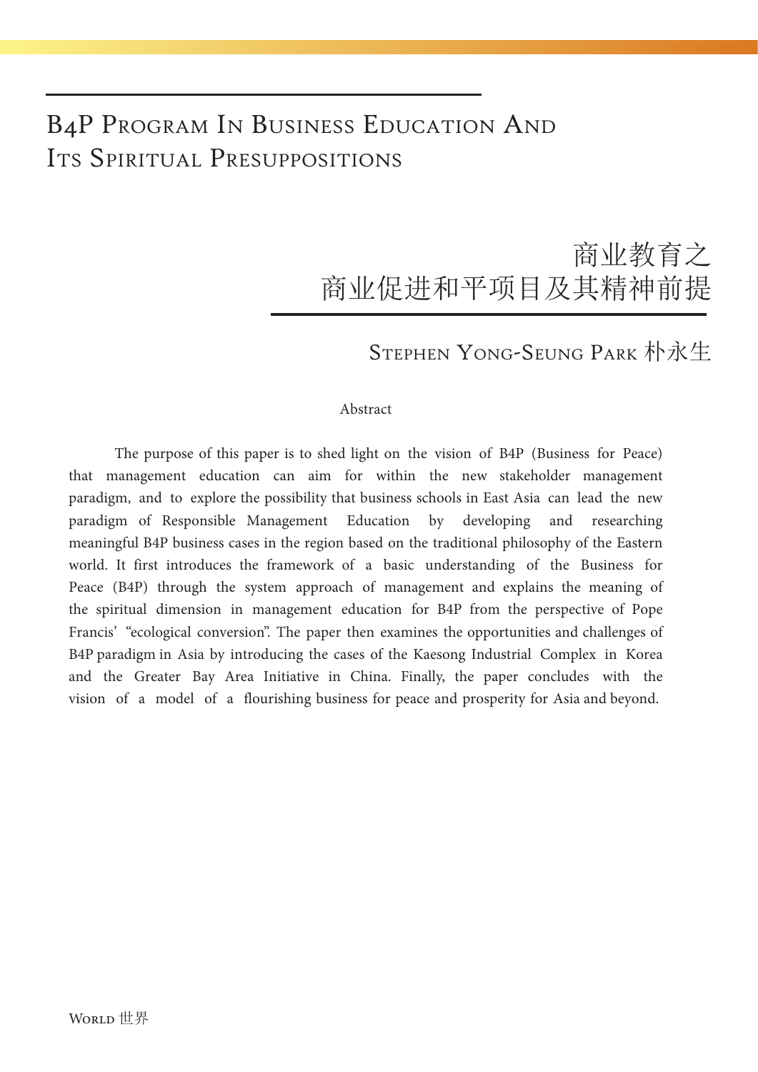# B4P Program In Business Education And Its Spiritual Presuppositions

# 商业教育之 商业促进和平项目及其精神前提

Stephen Yong-Seung Park 朴永生

Abstract

The purpose of this paper is to shed light on the vision of B4P (Business for Peace) that management education can aim for within the new stakeholder management paradigm, and to explore the possibility that business schools in East Asia can lead the new paradigm of Responsible Management Education by developing and researching meaningful B4P business cases in the region based on the traditional philosophy of the Eastern world. It first introduces the framework of a basic understanding of the Business for Peace (B4P) through the system approach of management and explains the meaning of the spiritual dimension in management education for B4P from the perspective of Pope Francis' "ecological conversion". The paper then examines the opportunities and challenges of B4P paradigm in Asia by introducing the cases of the Kaesong Industrial Complex in Korea and the Greater Bay Area Initiative in China. Finally, the paper concludes with the vision of a model of a flourishing business for peace and prosperity for Asia and beyond.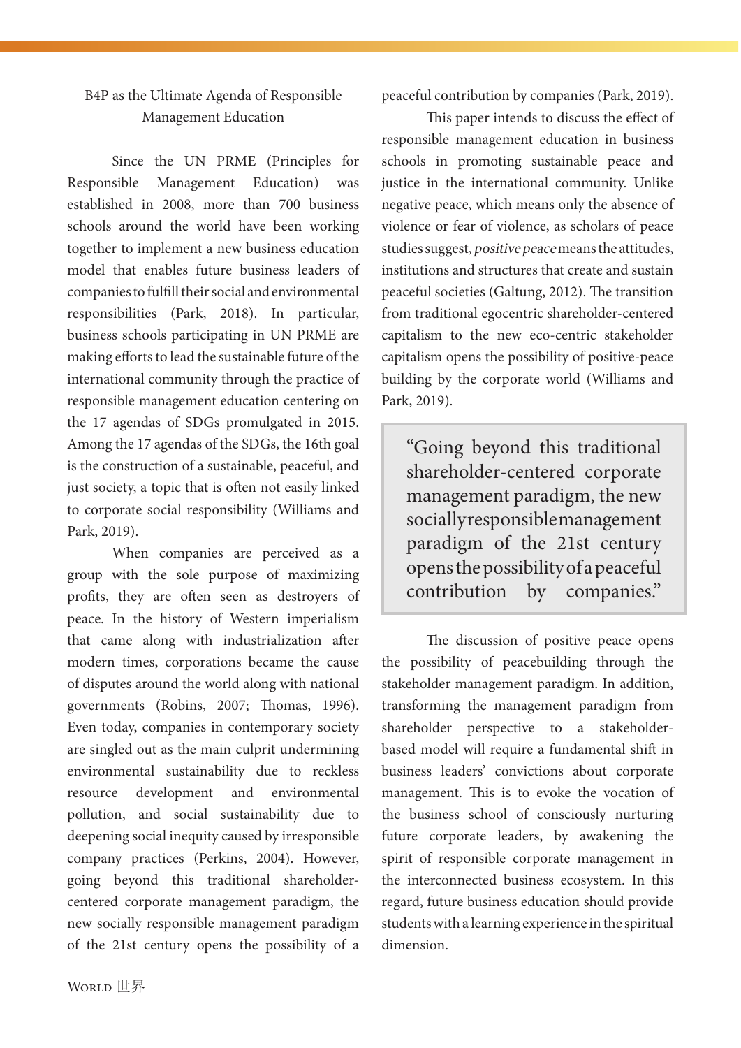## B4P as the Ultimate Agenda of Responsible Management Education

Since the UN PRME (Principles for Responsible Management Education) was established in 2008, more than 700 business schools around the world have been working together to implement a new business education model that enables future business leaders of companies to fulfill their social and environmental responsibilities (Park, 2018). In particular, business schools participating in UN PRME are making efforts to lead the sustainable future of the international community through the practice of responsible management education centering on the 17 agendas of SDGs promulgated in 2015. Among the 17 agendas of the SDGs, the 16th goal is the construction of a sustainable, peaceful, and just society, a topic that is often not easily linked to corporate social responsibility (Williams and Park, 2019).

When companies are perceived as a group with the sole purpose of maximizing profits, they are often seen as destroyers of peace. In the history of Western imperialism that came along with industrialization after modern times, corporations became the cause of disputes around the world along with national governments (Robins, 2007; Thomas, 1996). Even today, companies in contemporary society are singled out as the main culprit undermining environmental sustainability due to reckless resource development and environmental pollution, and social sustainability due to deepening social inequity caused by irresponsible company practices (Perkins, 2004). However, going beyond this traditional shareholder-centered corporate management paradigm, the new socially responsible management paradigm of the 21st century opens the possibility of a peaceful contribution by companies (Park, 2019).

This paper intends to discuss the effect of responsible management education in business schools in promoting sustainable peace and justice in the international community. Unlike negative peace, which means only the absence of violence or fear of violence, as scholars of peace studies suggest, *positive peace* means the attitudes, institutions and structures that create and sustain peaceful societies (Galtung, 2012). The transition from traditional egocentric shareholder-centered capitalism to the new eco-centric stakeholder capitalism opens the possibility of positive-peace building by the corporate world (Williams and Park, 2019).

> "Going beyond this traditional shareholder-centered corporate management paradigm, the new socially responsible management paradigm of the 21st century opens the possibility of a peaceful contribution by companies."

The discussion of positive peace opens the possibility of peacebuilding through the stakeholder management paradigm. In addition, transforming the management paradigm from shareholder perspective to a stakeholder-based model will require a fundamental shift in business leaders' convictions about corporate management. This is to evoke the vocation of the business school of consciously nurturing future corporate leaders, by awakening the spirit of responsible corporate management in the interconnected business ecosystem. In this regard, future business education should provide students with a learning experience in the spiritual dimension.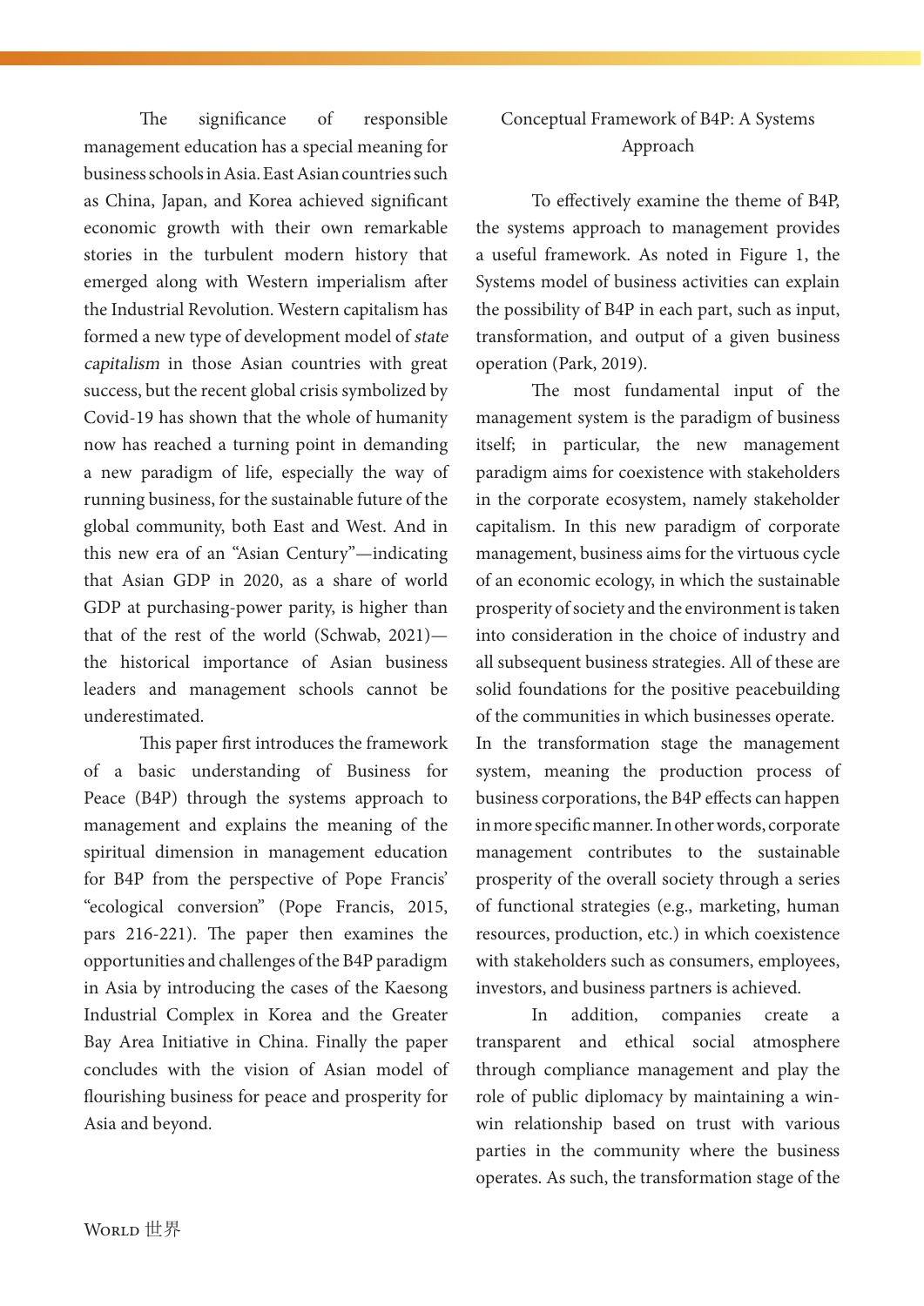The significance of responsible management education has a special meaning for business schools in Asia. East Asian countries such as China, Japan, and Korea achieved significant economic growth with their own remarkable stories in the turbulent modern history that emerged along with Western imperialism after the Industrial Revolution. Western capitalism has formed a new type of development model of *state capitalism* in those Asian countries with great success, but the recent global crisis symbolized by Covid-19 has shown that the whole of humanity now has reached a turning point in demanding a new paradigm of life, especially the way of running business, for the sustainable future of the global community, both East and West. And in this new era of an "Asian Century"—indicating that Asian GDP in 2020, as a share of world GDP at purchasing-power parity, is higher than that of the rest of the world (Schwab, 2021)—the historical importance of Asian business leaders and management schools cannot be underestimated.

This paper first introduces the framework of a basic understanding of Business for Peace (B4P) through the systems approach to management and explains the meaning of the spiritual dimension in management education for B4P from the perspective of Pope Francis' "ecological conversion" (Pope Francis, 2015, pars 216-221). The paper then examines the opportunities and challenges of the B4P paradigm in Asia by introducing the cases of the Kaesong Industrial Complex in Korea and the Greater Bay Area Initiative in China. Finally the paper concludes with the vision of Asian model of flourishing business for peace and prosperity for Asia and beyond.

## Conceptual Framework of B4P: A Systems Approach

To effectively examine the theme of B4P, the systems approach to management provides a useful framework. As noted in Figure 1, the Systems model of business activities can explain the possibility of B4P in each part, such as input, transformation, and output of a given business operation (Park, 2019).

The most fundamental input of the management system is the paradigm of business itself; in particular, the new management paradigm aims for coexistence with stakeholders in the corporate ecosystem, namely stakeholder capitalism. In this new paradigm of corporate management, business aims for the virtuous cycle of an economic ecology, in which the sustainable prosperity of society and the environment is taken into consideration in the choice of industry and all subsequent business strategies. All of these are solid foundations for the positive peacebuilding of the communities in which businesses operate. In the transformation stage the management system, meaning the production process of business corporations, the B4P effects can happen in more specific manner. In other words, corporate management contributes to the sustainable prosperity of the overall society through a series of functional strategies (e.g., marketing, human resources, production, etc.) in which coexistence with stakeholders such as consumers, employees, investors, and business partners is achieved.

In addition, companies create a transparent and ethical social atmosphere through compliance management and play the role of public diplomacy by maintaining a win-win relationship based on trust with various parties in the community where the business operates. As such, the transformation stage of the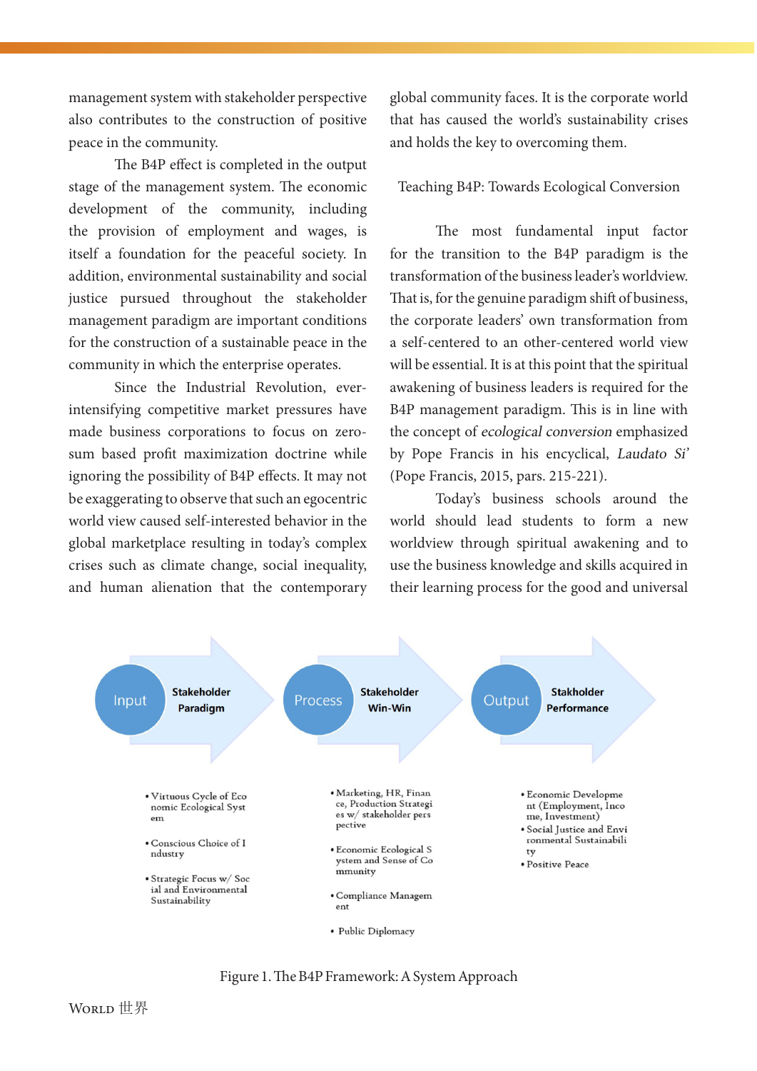management system with stakeholder perspective also contributes to the construction of positive peace in the community.

The B4P effect is completed in the output stage of the management system. The economic development of the community, including the provision of employment and wages, is itself a foundation for the peaceful society. In addition, environmental sustainability and social justice pursued throughout the stakeholder management paradigm are important conditions for the construction of a sustainable peace in the community in which the enterprise operates.

Since the Industrial Revolution, ever-intensifying competitive market pressures have made business corporations to focus on zero-sum based profit maximization doctrine while ignoring the possibility of B4P effects. It may not be exaggerating to observe that such an egocentric world view caused self-interested behavior in the global marketplace resulting in today's complex crises such as climate change, social inequality, and human alienation that the contemporary global community faces. It is the corporate world that has caused the world's sustainability crises and holds the key to overcoming them.

## Teaching B4P: Towards Ecological Conversion

The most fundamental input factor for the transition to the B4P paradigm is the transformation of the business leader's worldview. That is, for the genuine paradigm shift of business, the corporate leaders' own transformation from a self-centered to an other-centered world view will be essential. It is at this point that the spiritual awakening of business leaders is required for the B4P management paradigm. This is in line with the concept of *ecological conversion* emphasized by Pope Francis in his encyclical, *Laudato Si'* (Pope Francis, 2015, pars. 215-221).

Today's business schools around the world should lead students to form a new worldview through spiritual awakening and to use the business knowledge and skills acquired in their learning process for the good and universal

**Input** — Stakeholder Paradigm
- Virtuous Cycle of Economic Ecological System
- Conscious Choice of Industry
- Strategic Focus w/ Social and Environmental Sustainability

**Process** — Stakeholder Win-Win
- Marketing, HR, Finance, Production Strategies w/ stakeholder perspective
- Economic Ecological System and Sense of Community
- Compliance Management
- Public Diplomacy

**Output** — Stakholder Performance
- Economic Development (Employment, Income, Investment)
- Social Justice and Environmental Sustainability
- Positive Peace

Figure 1. The B4P Framework: A System Approach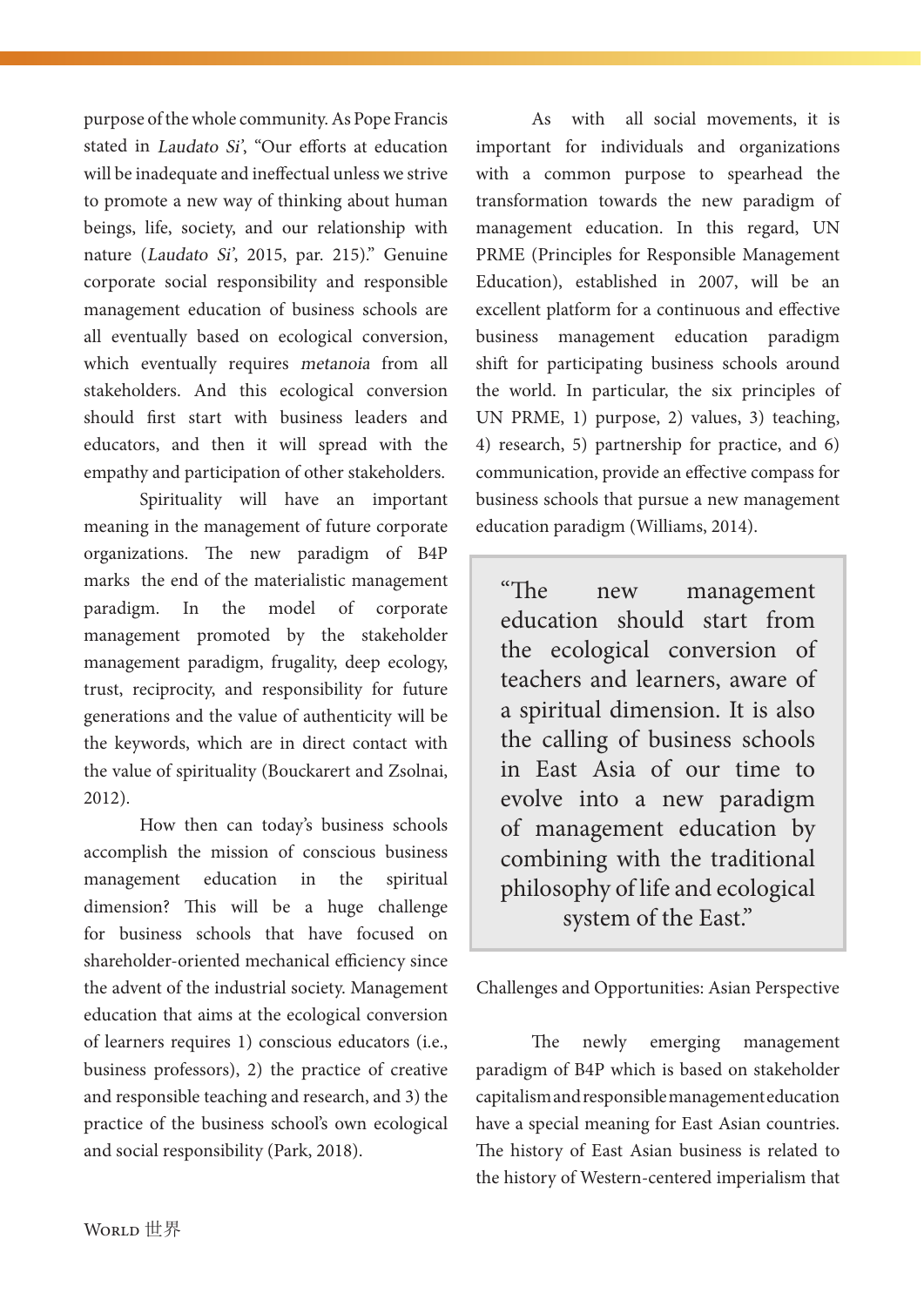purpose of the whole community. As Pope Francis stated in *Laudato Si'*, "Our efforts at education will be inadequate and ineffectual unless we strive to promote a new way of thinking about human beings, life, society, and our relationship with nature (*Laudato Si'*, 2015, par. 215)." Genuine corporate social responsibility and responsible management education of business schools are all eventually based on ecological conversion, which eventually requires *metanoia* from all stakeholders. And this ecological conversion should first start with business leaders and educators, and then it will spread with the empathy and participation of other stakeholders.

Spirituality will have an important meaning in the management of future corporate organizations. The new paradigm of B4P marks the end of the materialistic management paradigm. In the model of corporate management promoted by the stakeholder management paradigm, frugality, deep ecology, trust, reciprocity, and responsibility for future generations and the value of authenticity will be the keywords, which are in direct contact with the value of spirituality (Bouckarert and Zsolnai, 2012).

How then can today's business schools accomplish the mission of conscious business management education in the spiritual dimension? This will be a huge challenge for business schools that have focused on shareholder-oriented mechanical efficiency since the advent of the industrial society. Management education that aims at the ecological conversion of learners requires 1) conscious educators (i.e., business professors), 2) the practice of creative and responsible teaching and research, and 3) the practice of the business school's own ecological and social responsibility (Park, 2018).

As with all social movements, it is important for individuals and organizations with a common purpose to spearhead the transformation towards the new paradigm of management education. In this regard, UN PRME (Principles for Responsible Management Education), established in 2007, will be an excellent platform for a continuous and effective business management education paradigm shift for participating business schools around the world. In particular, the six principles of UN PRME, 1) purpose, 2) values, 3) teaching, 4) research, 5) partnership for practice, and 6) communication, provide an effective compass for business schools that pursue a new management education paradigm (Williams, 2014).

> "The new management education should start from the ecological conversion of teachers and learners, aware of a spiritual dimension. It is also the calling of business schools in East Asia of our time to evolve into a new paradigm of management education by combining with the traditional philosophy of life and ecological system of the East."

Challenges and Opportunities: Asian Perspective

The newly emerging management paradigm of B4P which is based on stakeholder capitalism and responsible management education have a special meaning for East Asian countries. The history of East Asian business is related to the history of Western-centered imperialism that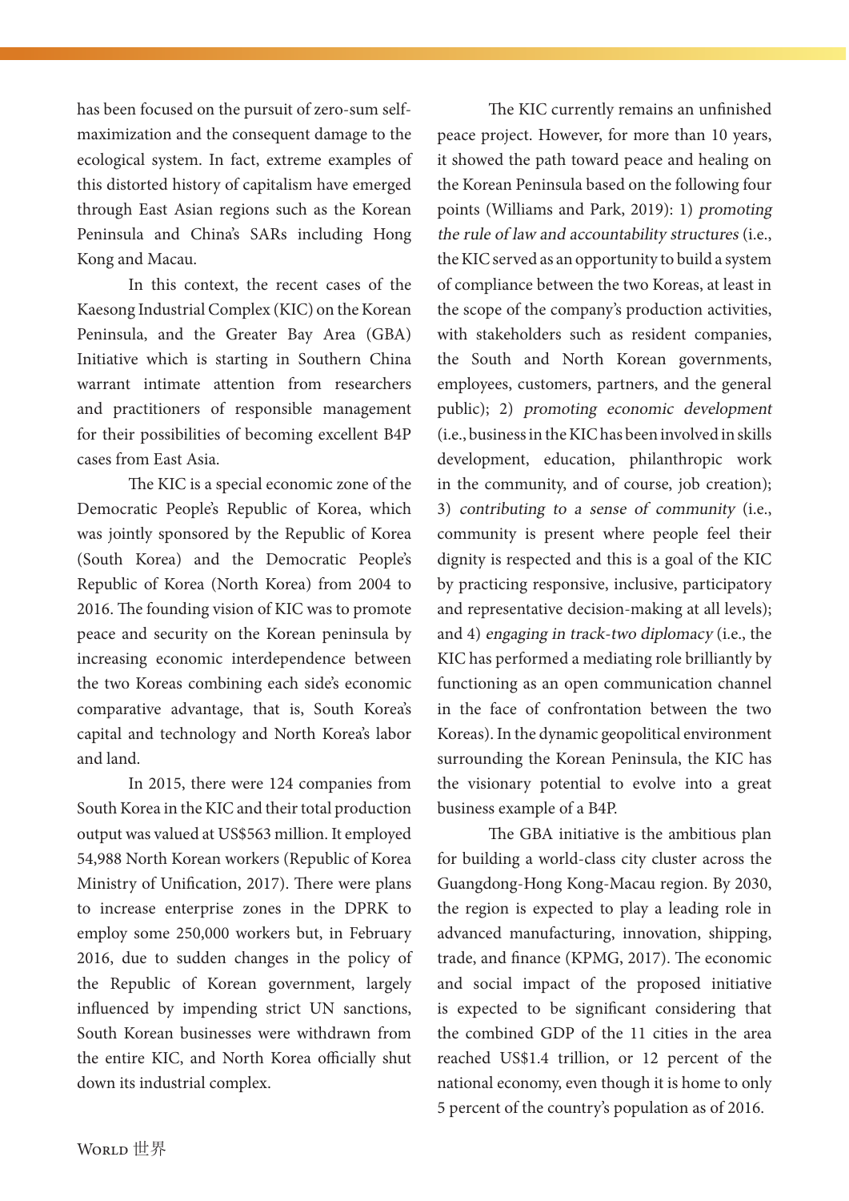has been focused on the pursuit of zero-sum self-maximization and the consequent damage to the ecological system. In fact, extreme examples of this distorted history of capitalism have emerged through East Asian regions such as the Korean Peninsula and China's SARs including Hong Kong and Macau.

In this context, the recent cases of the Kaesong Industrial Complex (KIC) on the Korean Peninsula, and the Greater Bay Area (GBA) Initiative which is starting in Southern China warrant intimate attention from researchers and practitioners of responsible management for their possibilities of becoming excellent B4P cases from East Asia.

The KIC is a special economic zone of the Democratic People's Republic of Korea, which was jointly sponsored by the Republic of Korea (South Korea) and the Democratic People's Republic of Korea (North Korea) from 2004 to 2016. The founding vision of KIC was to promote peace and security on the Korean peninsula by increasing economic interdependence between the two Koreas combining each side's economic comparative advantage, that is, South Korea's capital and technology and North Korea's labor and land.

In 2015, there were 124 companies from South Korea in the KIC and their total production output was valued at US$563 million. It employed 54,988 North Korean workers (Republic of Korea Ministry of Unification, 2017). There were plans to increase enterprise zones in the DPRK to employ some 250,000 workers but, in February 2016, due to sudden changes in the policy of the Republic of Korean government, largely influenced by impending strict UN sanctions, South Korean businesses were withdrawn from the entire KIC, and North Korea officially shut down its industrial complex.

The KIC currently remains an unfinished peace project. However, for more than 10 years, it showed the path toward peace and healing on the Korean Peninsula based on the following four points (Williams and Park, 2019): 1) *promoting the rule of law and accountability structures* (i.e., the KIC served as an opportunity to build a system of compliance between the two Koreas, at least in the scope of the company's production activities, with stakeholders such as resident companies, the South and North Korean governments, employees, customers, partners, and the general public); 2) *promoting economic development* (i.e., business in the KIC has been involved in skills development, education, philanthropic work in the community, and of course, job creation); 3) *contributing to a sense of community* (i.e., community is present where people feel their dignity is respected and this is a goal of the KIC by practicing responsive, inclusive, participatory and representative decision-making at all levels); and 4) *engaging in track-two diplomacy* (i.e., the KIC has performed a mediating role brilliantly by functioning as an open communication channel in the face of confrontation between the two Koreas). In the dynamic geopolitical environment surrounding the Korean Peninsula, the KIC has the visionary potential to evolve into a great business example of a B4P.

The GBA initiative is the ambitious plan for building a world-class city cluster across the Guangdong-Hong Kong-Macau region. By 2030, the region is expected to play a leading role in advanced manufacturing, innovation, shipping, trade, and finance (KPMG, 2017). The economic and social impact of the proposed initiative is expected to be significant considering that the combined GDP of the 11 cities in the area reached US$1.4 trillion, or 12 percent of the national economy, even though it is home to only 5 percent of the country's population as of 2016.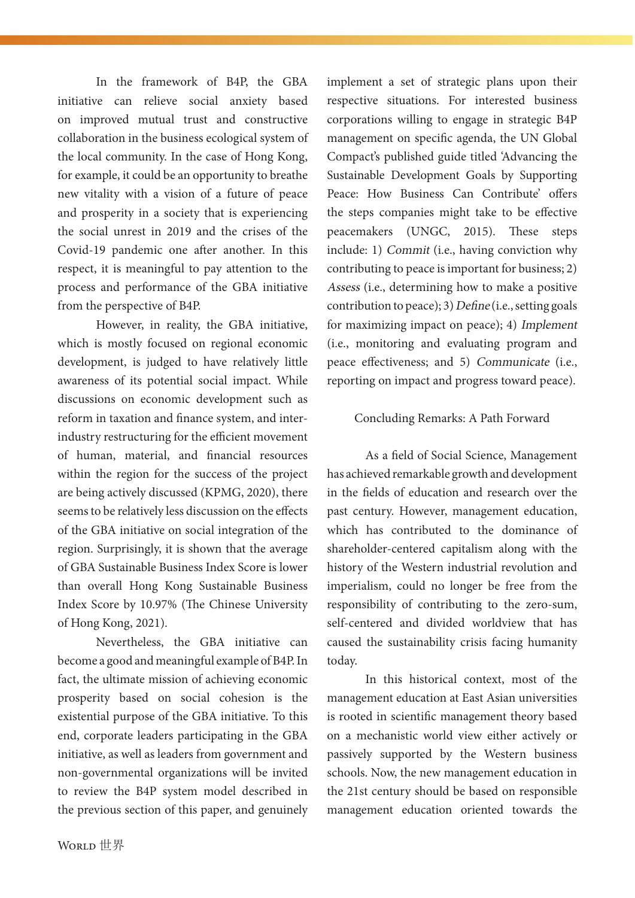In the framework of B4P, the GBA initiative can relieve social anxiety based on improved mutual trust and constructive collaboration in the business ecological system of the local community. In the case of Hong Kong, for example, it could be an opportunity to breathe new vitality with a vision of a future of peace and prosperity in a society that is experiencing the social unrest in 2019 and the crises of the Covid-19 pandemic one after another. In this respect, it is meaningful to pay attention to the process and performance of the GBA initiative from the perspective of B4P.

However, in reality, the GBA initiative, which is mostly focused on regional economic development, is judged to have relatively little awareness of its potential social impact. While discussions on economic development such as reform in taxation and finance system, and inter-industry restructuring for the efficient movement of human, material, and financial resources within the region for the success of the project are being actively discussed (KPMG, 2020), there seems to be relatively less discussion on the effects of the GBA initiative on social integration of the region. Surprisingly, it is shown that the average of GBA Sustainable Business Index Score is lower than overall Hong Kong Sustainable Business Index Score by 10.97% (The Chinese University of Hong Kong, 2021).

Nevertheless, the GBA initiative can become a good and meaningful example of B4P. In fact, the ultimate mission of achieving economic prosperity based on social cohesion is the existential purpose of the GBA initiative. To this end, corporate leaders participating in the GBA initiative, as well as leaders from government and non-governmental organizations will be invited to review the B4P system model described in the previous section of this paper, and genuinely implement a set of strategic plans upon their respective situations. For interested business corporations willing to engage in strategic B4P management on specific agenda, the UN Global Compact's published guide titled 'Advancing the Sustainable Development Goals by Supporting Peace: How Business Can Contribute' offers the steps companies might take to be effective peacemakers (UNGC, 2015). These steps include: 1) *Commit* (i.e., having conviction why contributing to peace is important for business; 2) *Assess* (i.e., determining how to make a positive contribution to peace); 3) *Define* (i.e., setting goals for maximizing impact on peace); 4) *Implement* (i.e., monitoring and evaluating program and peace effectiveness; and 5) *Communicate* (i.e., reporting on impact and progress toward peace).

## Concluding Remarks: A Path Forward

As a field of Social Science, Management has achieved remarkable growth and development in the fields of education and research over the past century. However, management education, which has contributed to the dominance of shareholder-centered capitalism along with the history of the Western industrial revolution and imperialism, could no longer be free from the responsibility of contributing to the zero-sum, self-centered and divided worldview that has caused the sustainability crisis facing humanity today.

In this historical context, most of the management education at East Asian universities is rooted in scientific management theory based on a mechanistic world view either actively or passively supported by the Western business schools. Now, the new management education in the 21st century should be based on responsible management education oriented towards the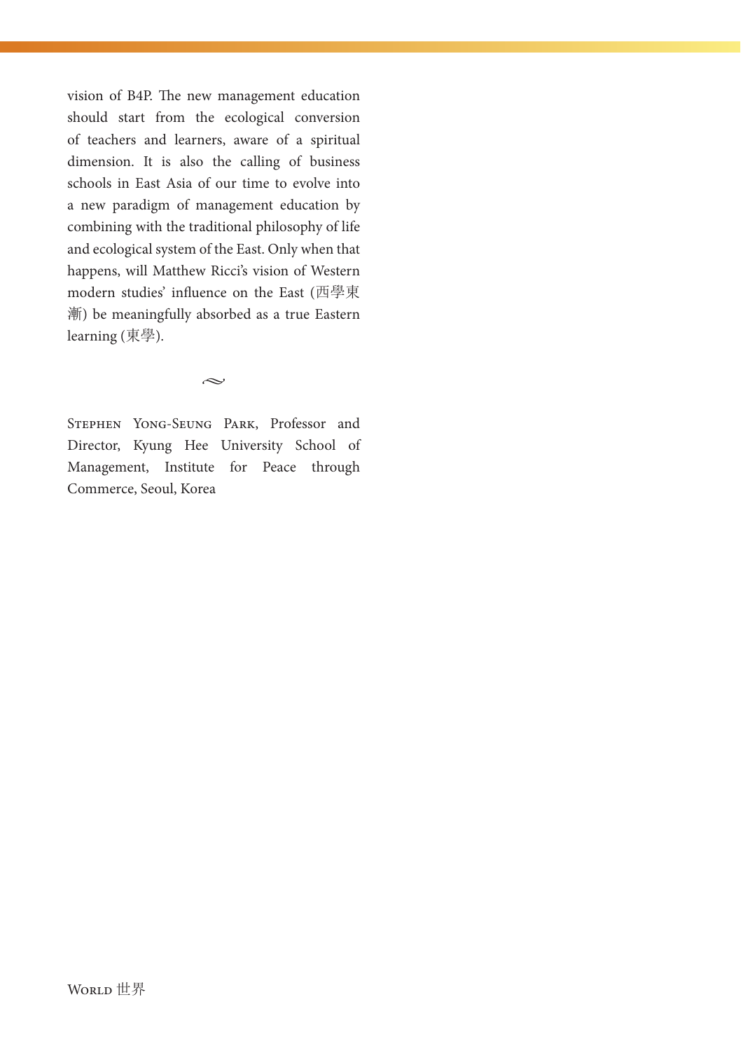vision of B4P. The new management education should start from the ecological conversion of teachers and learners, aware of a spiritual dimension. It is also the calling of business schools in East Asia of our time to evolve into a new paradigm of management education by combining with the traditional philosophy of life and ecological system of the East. Only when that happens, will Matthew Ricci's vision of Western modern studies' influence on the East (西學東漸) be meaningfully absorbed as a true Eastern learning (東學).

~

Stephen Yong-Seung Park, Professor and Director, Kyung Hee University School of Management, Institute for Peace through Commerce, Seoul, Korea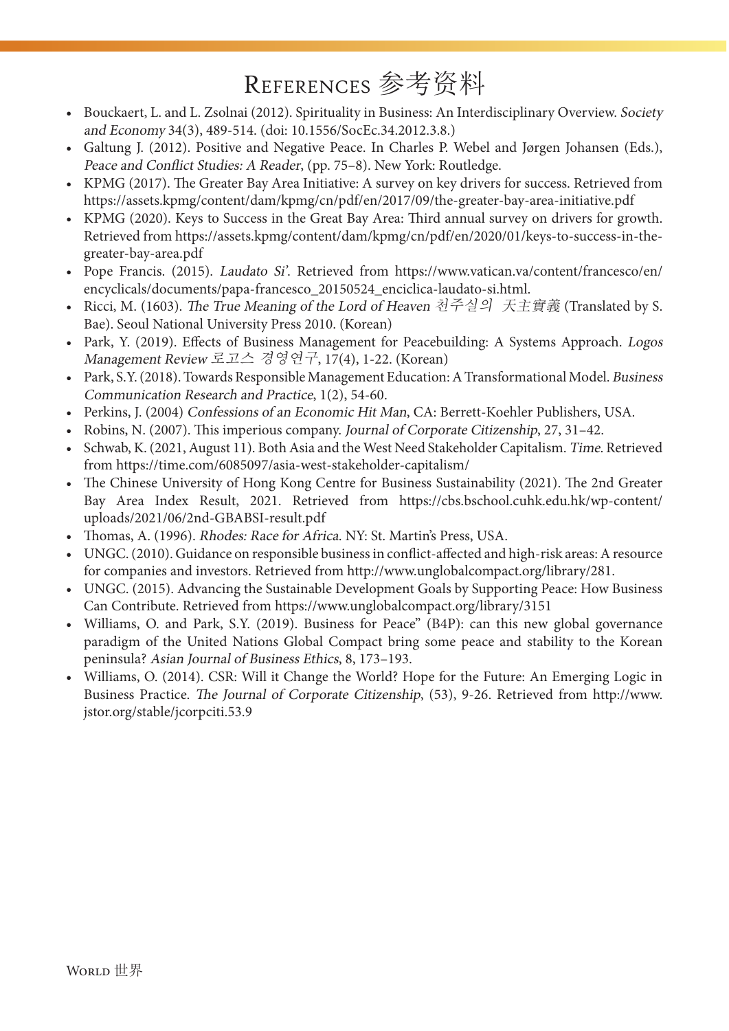# References 参考资料

- Bouckaert, L. and L. Zsolnai (2012). Spirituality in Business: An Interdisciplinary Overview. *Society and Economy* 34(3), 489-514. (doi: 10.1556/SocEc.34.2012.3.8.)
- Galtung J. (2012). Positive and Negative Peace. In Charles P. Webel and Jørgen Johansen (Eds.), *Peace and Conflict Studies: A Reader*, (pp. 75–8). New York: Routledge.
- KPMG (2017). The Greater Bay Area Initiative: A survey on key drivers for success. Retrieved from https://assets.kpmg/content/dam/kpmg/cn/pdf/en/2017/09/the-greater-bay-area-initiative.pdf
- KPMG (2020). Keys to Success in the Great Bay Area: Third annual survey on drivers for growth. Retrieved from https://assets.kpmg/content/dam/kpmg/cn/pdf/en/2020/01/keys-to-success-in-the-greater-bay-area.pdf
- Pope Francis. (2015). *Laudato Si'*. Retrieved from https://www.vatican.va/content/francesco/en/encyclicals/documents/papa-francesco_20150524_enciclica-laudato-si.html.
- Ricci, M. (1603). *The True Meaning of the Lord of Heaven 천주실의 天主實義* (Translated by S. Bae). Seoul National University Press 2010. (Korean)
- Park, Y. (2019). Effects of Business Management for Peacebuilding: A Systems Approach. *Logos Management Review 로고스 경영연구*, 17(4), 1-22. (Korean)
- Park, S.Y. (2018). Towards Responsible Management Education: A Transformational Model. *Business Communication Research and Practice*, 1(2), 54-60.
- Perkins, J. (2004) *Confessions of an Economic Hit Man*, CA: Berrett-Koehler Publishers, USA.
- Robins, N. (2007). This imperious company. *Journal of Corporate Citizenship*, 27, 31–42.
- Schwab, K. (2021, August 11). Both Asia and the West Need Stakeholder Capitalism. *Time*. Retrieved from https://time.com/6085097/asia-west-stakeholder-capitalism/
- The Chinese University of Hong Kong Centre for Business Sustainability (2021). The 2nd Greater Bay Area Index Result, 2021. Retrieved from https://cbs.bschool.cuhk.edu.hk/wp-content/uploads/2021/06/2nd-GBABSI-result.pdf
- Thomas, A. (1996). *Rhodes: Race for Africa*. NY: St. Martin's Press, USA.
- UNGC. (2010). Guidance on responsible business in conflict-affected and high-risk areas: A resource for companies and investors. Retrieved from http://www.unglobalcompact.org/library/281.
- UNGC. (2015). Advancing the Sustainable Development Goals by Supporting Peace: How Business Can Contribute. Retrieved from https://www.unglobalcompact.org/library/3151
- Williams, O. and Park, S.Y. (2019). Business for Peace" (B4P): can this new global governance paradigm of the United Nations Global Compact bring some peace and stability to the Korean peninsula? *Asian Journal of Business Ethics*, 8, 173–193.
- Williams, O. (2014). CSR: Will it Change the World? Hope for the Future: An Emerging Logic in Business Practice. *The Journal of Corporate Citizenship*, (53), 9-26. Retrieved from http://www.jstor.org/stable/jcorpciti.53.9